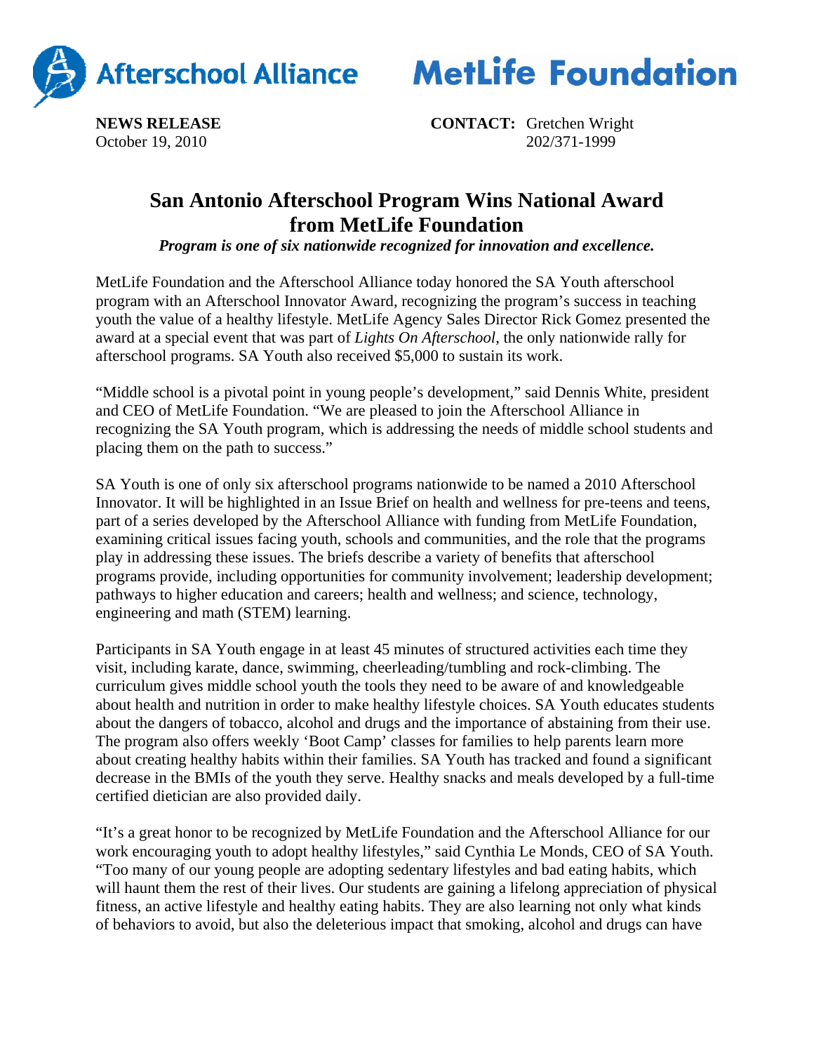Afterschool Alliance MetLife Foundation

**NEWS RELEASE**
October 19, 2010

**CONTACT:** Gretchen Wright
202/371-1999

# San Antonio Afterschool Program Wins National Award from MetLife Foundation

***Program is one of six nationwide recognized for innovation and excellence.***

MetLife Foundation and the Afterschool Alliance today honored the SA Youth afterschool program with an Afterschool Innovator Award, recognizing the program's success in teaching youth the value of a healthy lifestyle. MetLife Agency Sales Director Rick Gomez presented the award at a special event that was part of *Lights On Afterschool*, the only nationwide rally for afterschool programs. SA Youth also received $5,000 to sustain its work.

"Middle school is a pivotal point in young people's development," said Dennis White, president and CEO of MetLife Foundation. "We are pleased to join the Afterschool Alliance in recognizing the SA Youth program, which is addressing the needs of middle school students and placing them on the path to success."

SA Youth is one of only six afterschool programs nationwide to be named a 2010 Afterschool Innovator. It will be highlighted in an Issue Brief on health and wellness for pre-teens and teens, part of a series developed by the Afterschool Alliance with funding from MetLife Foundation, examining critical issues facing youth, schools and communities, and the role that the programs play in addressing these issues. The briefs describe a variety of benefits that afterschool programs provide, including opportunities for community involvement; leadership development; pathways to higher education and careers; health and wellness; and science, technology, engineering and math (STEM) learning.

Participants in SA Youth engage in at least 45 minutes of structured activities each time they visit, including karate, dance, swimming, cheerleading/tumbling and rock-climbing. The curriculum gives middle school youth the tools they need to be aware of and knowledgeable about health and nutrition in order to make healthy lifestyle choices. SA Youth educates students about the dangers of tobacco, alcohol and drugs and the importance of abstaining from their use. The program also offers weekly 'Boot Camp' classes for families to help parents learn more about creating healthy habits within their families. SA Youth has tracked and found a significant decrease in the BMIs of the youth they serve. Healthy snacks and meals developed by a full-time certified dietician are also provided daily.

"It's a great honor to be recognized by MetLife Foundation and the Afterschool Alliance for our work encouraging youth to adopt healthy lifestyles," said Cynthia Le Monds, CEO of SA Youth. "Too many of our young people are adopting sedentary lifestyles and bad eating habits, which will haunt them the rest of their lives. Our students are gaining a lifelong appreciation of physical fitness, an active lifestyle and healthy eating habits. They are also learning not only what kinds of behaviors to avoid, but also the deleterious impact that smoking, alcohol and drugs can have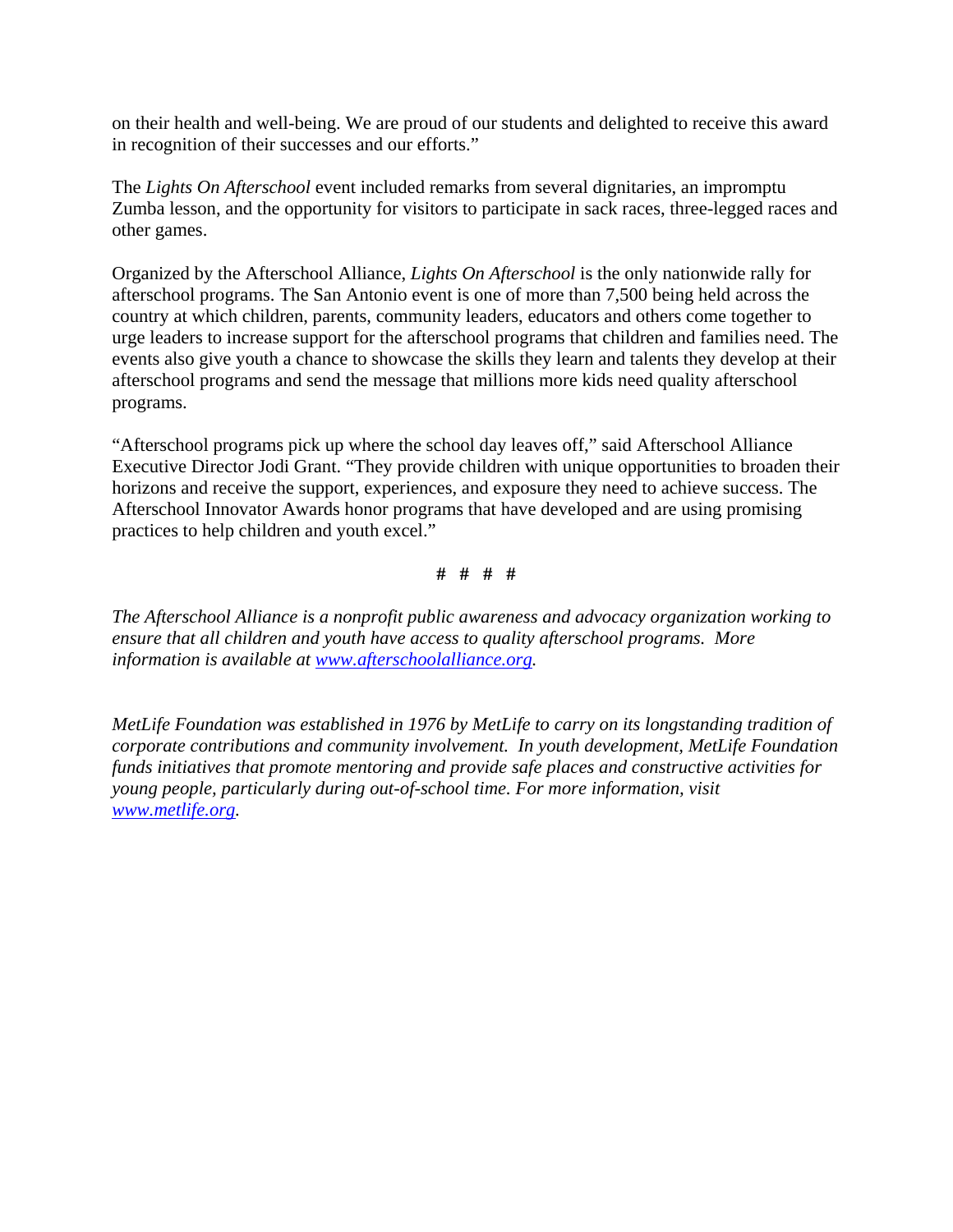on their health and well-being. We are proud of our students and delighted to receive this award in recognition of their successes and our efforts."

The *Lights On Afterschool* event included remarks from several dignitaries, an impromptu Zumba lesson, and the opportunity for visitors to participate in sack races, three-legged races and other games.

Organized by the Afterschool Alliance, *Lights On Afterschool* is the only nationwide rally for afterschool programs. The San Antonio event is one of more than 7,500 being held across the country at which children, parents, community leaders, educators and others come together to urge leaders to increase support for the afterschool programs that children and families need. The events also give youth a chance to showcase the skills they learn and talents they develop at their afterschool programs and send the message that millions more kids need quality afterschool programs.

"Afterschool programs pick up where the school day leaves off," said Afterschool Alliance Executive Director Jodi Grant. "They provide children with unique opportunities to broaden their horizons and receive the support, experiences, and exposure they need to achieve success. The Afterschool Innovator Awards honor programs that have developed and are using promising practices to help children and youth excel."

# # # #

*The Afterschool Alliance is a nonprofit public awareness and advocacy organization working to ensure that all children and youth have access to quality afterschool programs. More information is available at [www.afterschoolalliance.org](http://www.afterschoolalliance.org).*

*MetLife Foundation was established in 1976 by MetLife to carry on its longstanding tradition of corporate contributions and community involvement. In youth development, MetLife Foundation funds initiatives that promote mentoring and provide safe places and constructive activities for young people, particularly during out-of-school time. For more information, visit [www.metlife.org](http://www.metlife.org).*